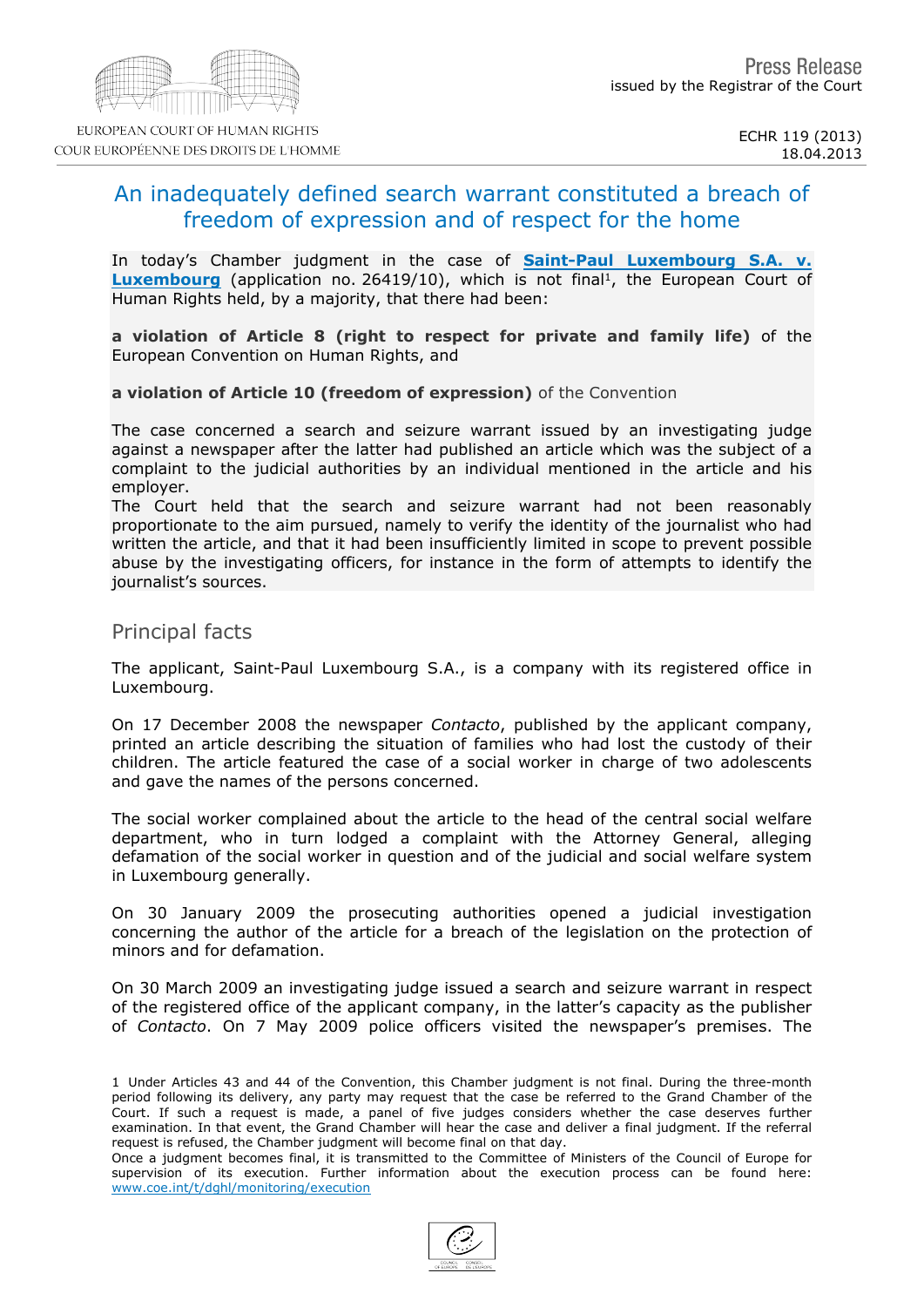Press Release
issued by the Registrar of the Court

ECHR 119 (2013)
18.04.2013

# An inadequately defined search warrant constituted a breach of freedom of expression and of respect for the home

In today's Chamber judgment in the case of **Saint-Paul Luxembourg S.A. v. Luxembourg** (application no. 26419/10), which is not final[1], the European Court of Human Rights held, by a majority, that there had been:

**a violation of Article 8 (right to respect for private and family life)** of the European Convention on Human Rights, and

**a violation of Article 10 (freedom of expression)** of the Convention

The case concerned a search and seizure warrant issued by an investigating judge against a newspaper after the latter had published an article which was the subject of a complaint to the judicial authorities by an individual mentioned in the article and his employer.

The Court held that the search and seizure warrant had not been reasonably proportionate to the aim pursued, namely to verify the identity of the journalist who had written the article, and that it had been insufficiently limited in scope to prevent possible abuse by the investigating officers, for instance in the form of attempts to identify the journalist's sources.

## Principal facts

The applicant, Saint-Paul Luxembourg S.A., is a company with its registered office in Luxembourg.

On 17 December 2008 the newspaper *Contacto*, published by the applicant company, printed an article describing the situation of families who had lost the custody of their children. The article featured the case of a social worker in charge of two adolescents and gave the names of the persons concerned.

The social worker complained about the article to the head of the central social welfare department, who in turn lodged a complaint with the Attorney General, alleging defamation of the social worker in question and of the judicial and social welfare system in Luxembourg generally.

On 30 January 2009 the prosecuting authorities opened a judicial investigation concerning the author of the article for a breach of the legislation on the protection of minors and for defamation.

On 30 March 2009 an investigating judge issued a search and seizure warrant in respect of the registered office of the applicant company, in the latter's capacity as the publisher of *Contacto*. On 7 May 2009 police officers visited the newspaper's premises. The

---

1 Under Articles 43 and 44 of the Convention, this Chamber judgment is not final. During the three-month period following its delivery, any party may request that the case be referred to the Grand Chamber of the Court. If such a request is made, a panel of five judges considers whether the case deserves further examination. In that event, the Grand Chamber will hear the case and deliver a final judgment. If the referral request is refused, the Chamber judgment will become final on that day.

Once a judgment becomes final, it is transmitted to the Committee of Ministers of the Council of Europe for supervision of its execution. Further information about the execution process can be found here: www.coe.int/t/dghl/monitoring/execution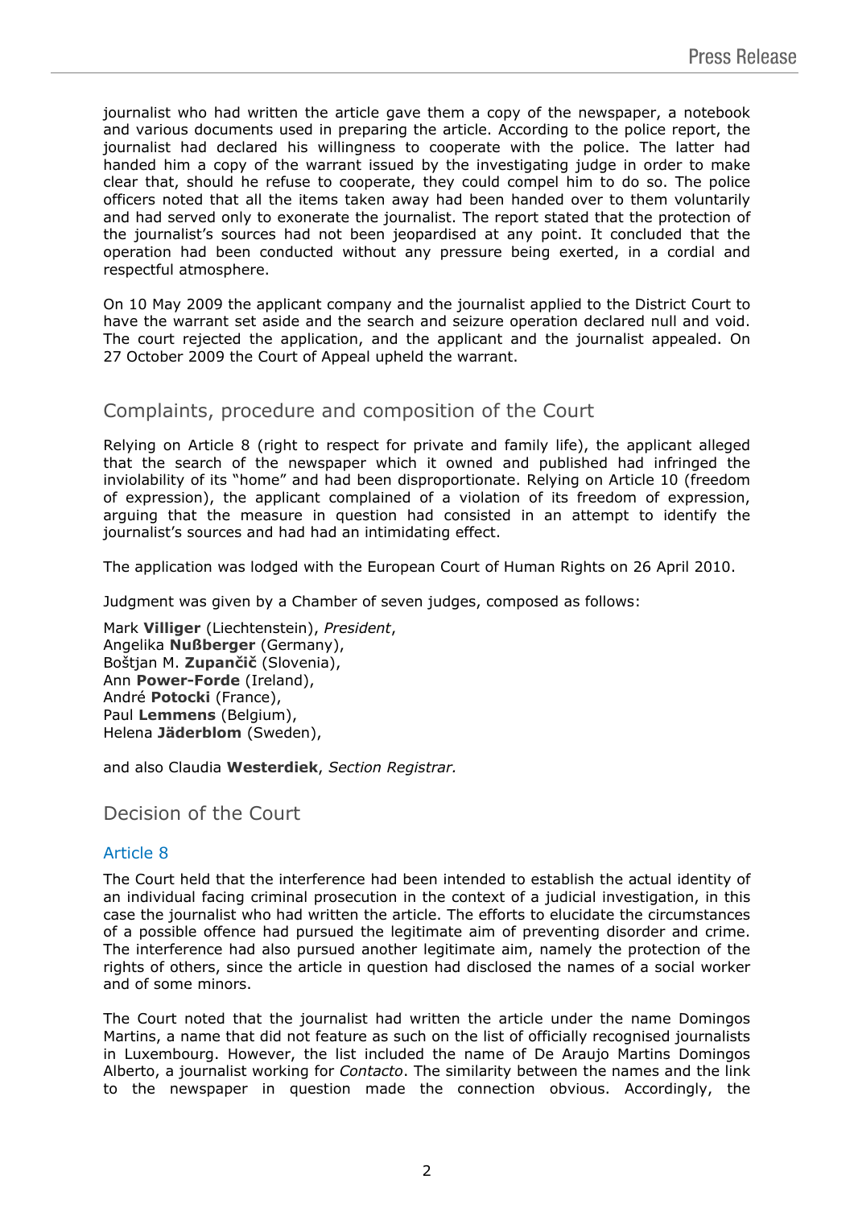journalist who had written the article gave them a copy of the newspaper, a notebook and various documents used in preparing the article. According to the police report, the journalist had declared his willingness to cooperate with the police. The latter had handed him a copy of the warrant issued by the investigating judge in order to make clear that, should he refuse to cooperate, they could compel him to do so. The police officers noted that all the items taken away had been handed over to them voluntarily and had served only to exonerate the journalist. The report stated that the protection of the journalist's sources had not been jeopardised at any point. It concluded that the operation had been conducted without any pressure being exerted, in a cordial and respectful atmosphere.

On 10 May 2009 the applicant company and the journalist applied to the District Court to have the warrant set aside and the search and seizure operation declared null and void. The court rejected the application, and the applicant and the journalist appealed. On 27 October 2009 the Court of Appeal upheld the warrant.

## Complaints, procedure and composition of the Court

Relying on Article 8 (right to respect for private and family life), the applicant alleged that the search of the newspaper which it owned and published had infringed the inviolability of its "home" and had been disproportionate. Relying on Article 10 (freedom of expression), the applicant complained of a violation of its freedom of expression, arguing that the measure in question had consisted in an attempt to identify the journalist's sources and had had an intimidating effect.

The application was lodged with the European Court of Human Rights on 26 April 2010.

Judgment was given by a Chamber of seven judges, composed as follows:

Mark **Villiger** (Liechtenstein), *President*,
Angelika **Nußberger** (Germany),
Boštjan M. **Zupančič** (Slovenia),
Ann **Power-Forde** (Ireland),
André **Potocki** (France),
Paul **Lemmens** (Belgium),
Helena **Jäderblom** (Sweden),

and also Claudia **Westerdiek**, *Section Registrar.*

## Decision of the Court

### Article 8

The Court held that the interference had been intended to establish the actual identity of an individual facing criminal prosecution in the context of a judicial investigation, in this case the journalist who had written the article. The efforts to elucidate the circumstances of a possible offence had pursued the legitimate aim of preventing disorder and crime. The interference had also pursued another legitimate aim, namely the protection of the rights of others, since the article in question had disclosed the names of a social worker and of some minors.

The Court noted that the journalist had written the article under the name Domingos Martins, a name that did not feature as such on the list of officially recognised journalists in Luxembourg. However, the list included the name of De Araujo Martins Domingos Alberto, a journalist working for *Contacto*. The similarity between the names and the link to the newspaper in question made the connection obvious. Accordingly, the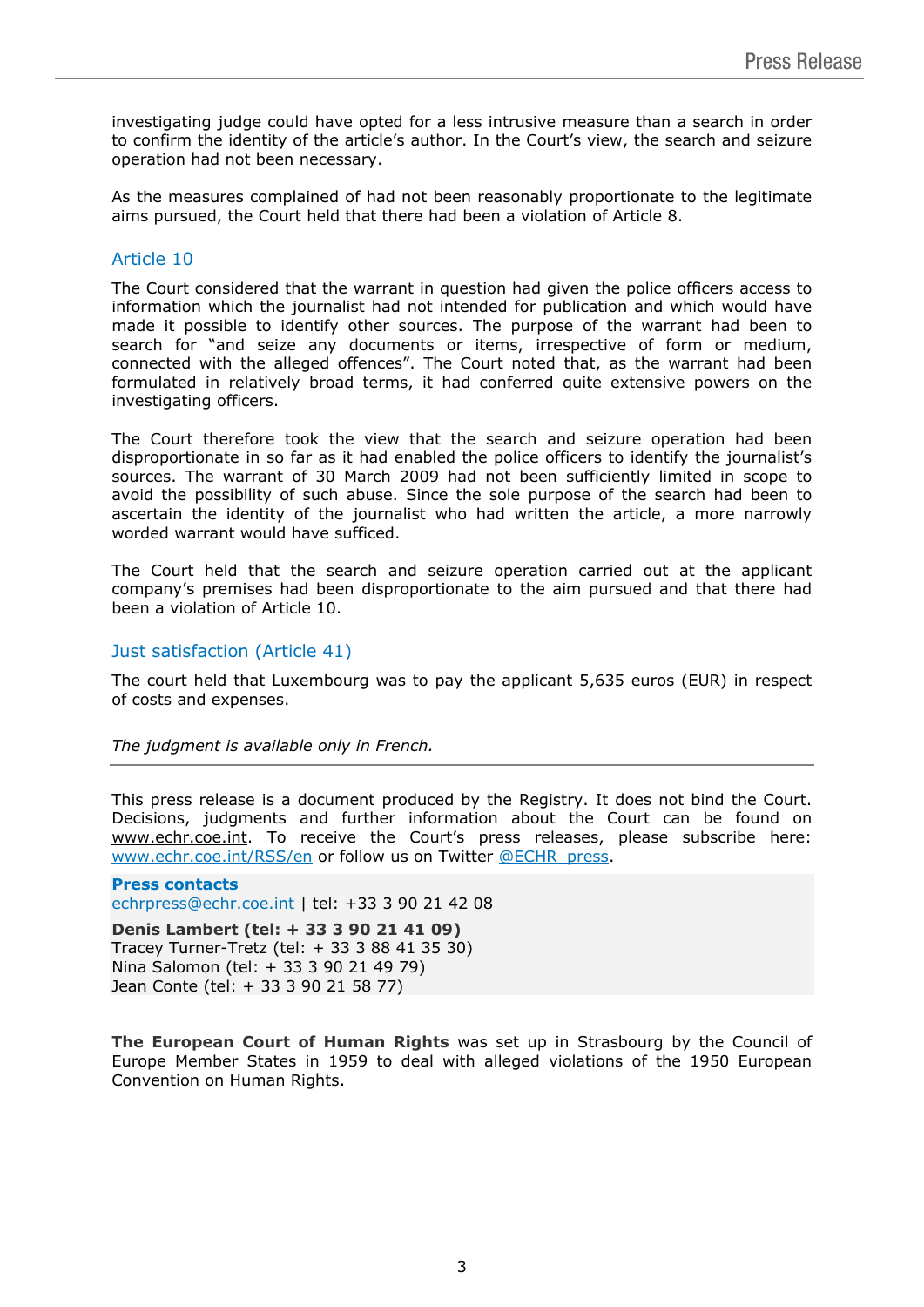investigating judge could have opted for a less intrusive measure than a search in order to confirm the identity of the article's author. In the Court's view, the search and seizure operation had not been necessary.

As the measures complained of had not been reasonably proportionate to the legitimate aims pursued, the Court held that there had been a violation of Article 8.

## Article 10

The Court considered that the warrant in question had given the police officers access to information which the journalist had not intended for publication and which would have made it possible to identify other sources. The purpose of the warrant had been to search for "and seize any documents or items, irrespective of form or medium, connected with the alleged offences". The Court noted that, as the warrant had been formulated in relatively broad terms, it had conferred quite extensive powers on the investigating officers.

The Court therefore took the view that the search and seizure operation had been disproportionate in so far as it had enabled the police officers to identify the journalist's sources. The warrant of 30 March 2009 had not been sufficiently limited in scope to avoid the possibility of such abuse. Since the sole purpose of the search had been to ascertain the identity of the journalist who had written the article, a more narrowly worded warrant would have sufficed.

The Court held that the search and seizure operation carried out at the applicant company's premises had been disproportionate to the aim pursued and that there had been a violation of Article 10.

## Just satisfaction (Article 41)

The court held that Luxembourg was to pay the applicant 5,635 euros (EUR) in respect of costs and expenses.

*The judgment is available only in French.*

---

This press release is a document produced by the Registry. It does not bind the Court. Decisions, judgments and further information about the Court can be found on www.echr.coe.int. To receive the Court's press releases, please subscribe here: www.echr.coe.int/RSS/en or follow us on Twitter @ECHR_press.

**Press contacts**
echrpress@echr.coe.int | tel: +33 3 90 21 42 08

**Denis Lambert (tel: + 33 3 90 21 41 09)**
Tracey Turner-Tretz (tel: + 33 3 88 41 35 30)
Nina Salomon (tel: + 33 3 90 21 49 79)
Jean Conte (tel: + 33 3 90 21 58 77)

**The European Court of Human Rights** was set up in Strasbourg by the Council of Europe Member States in 1959 to deal with alleged violations of the 1950 European Convention on Human Rights.